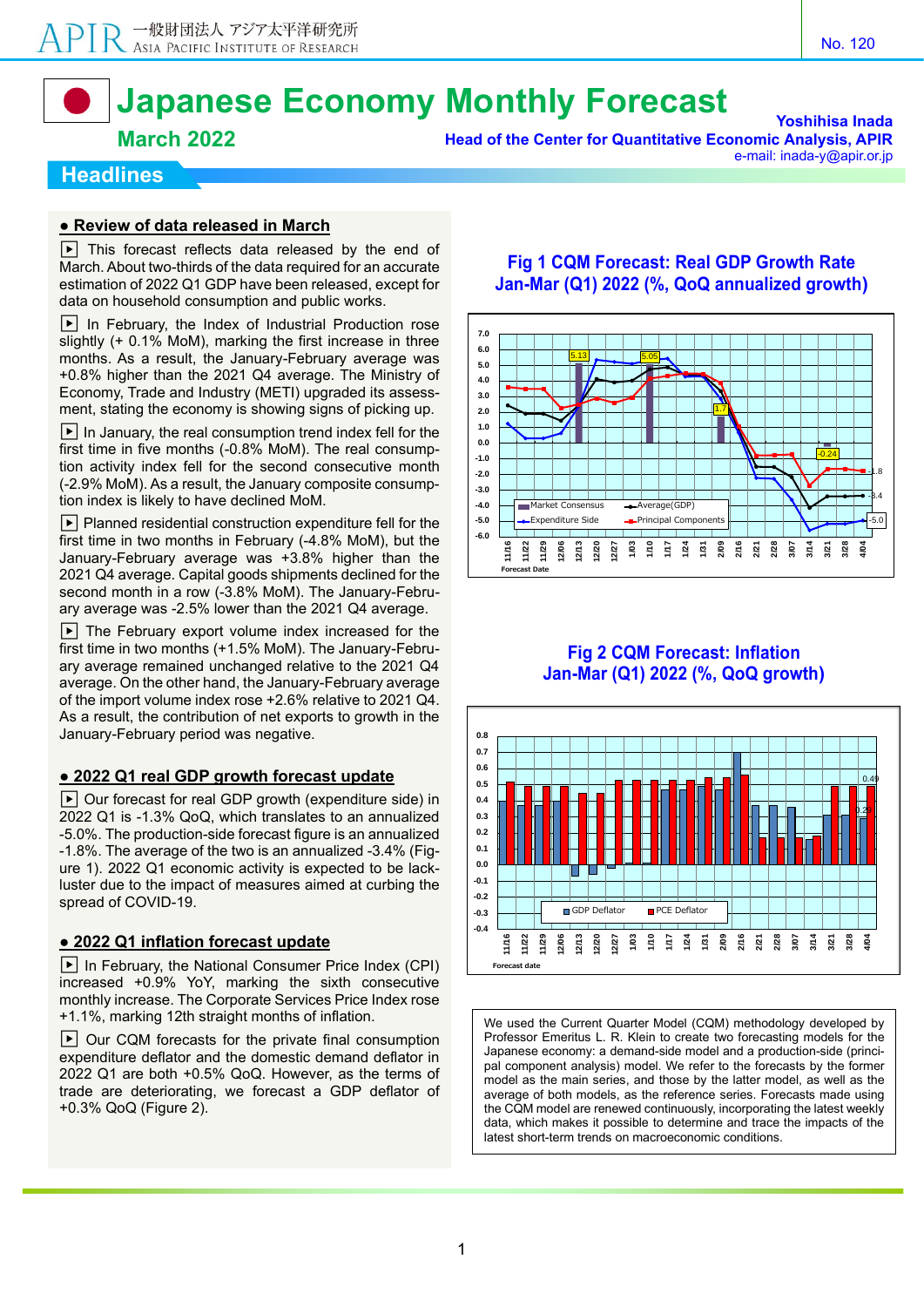# Japanese Economy Monthly Forecast

## March 2022

**Yoshihisa Inada**
**Head of the Center for Quantitative Economic Analysis, APIR**
e-mail: inada-y@apir.or.jp

## Headlines

### ● Review of data released in March

▶ This forecast reflects data released by the end of March. About two-thirds of the data required for an accurate estimation of 2022 Q1 GDP have been released, except for data on household consumption and public works.

▶ In February, the Index of Industrial Production rose slightly (+ 0.1% MoM), marking the first increase in three months. As a result, the January-February average was +0.8% higher than the 2021 Q4 average. The Ministry of Economy, Trade and Industry (METI) upgraded its assessment, stating the economy is showing signs of picking up.

▶ In January, the real consumption trend index fell for the first time in five months (-0.8% MoM). The real consumption activity index fell for the second consecutive month (-2.9% MoM). As a result, the January composite consumption index is likely to have declined MoM.

▶ Planned residential construction expenditure fell for the first time in two months in February (-4.8% MoM), but the January-February average was +3.8% higher than the 2021 Q4 average. Capital goods shipments declined for the second month in a row (-3.8% MoM). The January-February average was -2.5% lower than the 2021 Q4 average.

▶ The February export volume index increased for the first time in two months (+1.5% MoM). The January-February average remained unchanged relative to the 2021 Q4 average. On the other hand, the January-February average of the import volume index rose +2.6% relative to 2021 Q4. As a result, the contribution of net exports to growth in the January-February period was negative.

### ● 2022 Q1 real GDP growth forecast update

▶ Our forecast for real GDP growth (expenditure side) in 2022 Q1 is -1.3% QoQ, which translates to an annualized -5.0%. The production-side forecast figure is an annualized -1.8%. The average of the two is an annualized -3.4% (Figure 1). 2022 Q1 economic activity is expected to be lackluster due to the impact of measures aimed at curbing the spread of COVID-19.

### ● 2022 Q1 inflation forecast update

▶ In February, the National Consumer Price Index (CPI) increased +0.9% YoY, marking the sixth consecutive monthly increase. The Corporate Services Price Index rose +1.1%, marking 12th straight months of inflation.

▶ Our CQM forecasts for the private final consumption expenditure deflator and the domestic demand deflator in 2022 Q1 are both +0.5% QoQ. However, as the terms of trade are deteriorating, we forecast a GDP deflator of +0.3% QoQ (Figure 2).

**Fig 1 CQM Forecast: Real GDP Growth Rate Jan-Mar (Q1) 2022 (%, QoQ annualized growth)**

**Fig 2 CQM Forecast: Inflation Jan-Mar (Q1) 2022 (%, QoQ growth)**

We used the Current Quarter Model (CQM) methodology developed by Professor Emeritus L. R. Klein to create two forecasting models for the Japanese economy: a demand-side model and a production-side (principal component analysis) model. We refer to the forecasts by the former model as the main series, and those by the latter model, as well as the average of both models, as the reference series. Forecasts made using the CQM model are renewed continuously, incorporating the latest weekly data, which makes it possible to determine and trace the impacts of the latest short-term trends on macroeconomic conditions.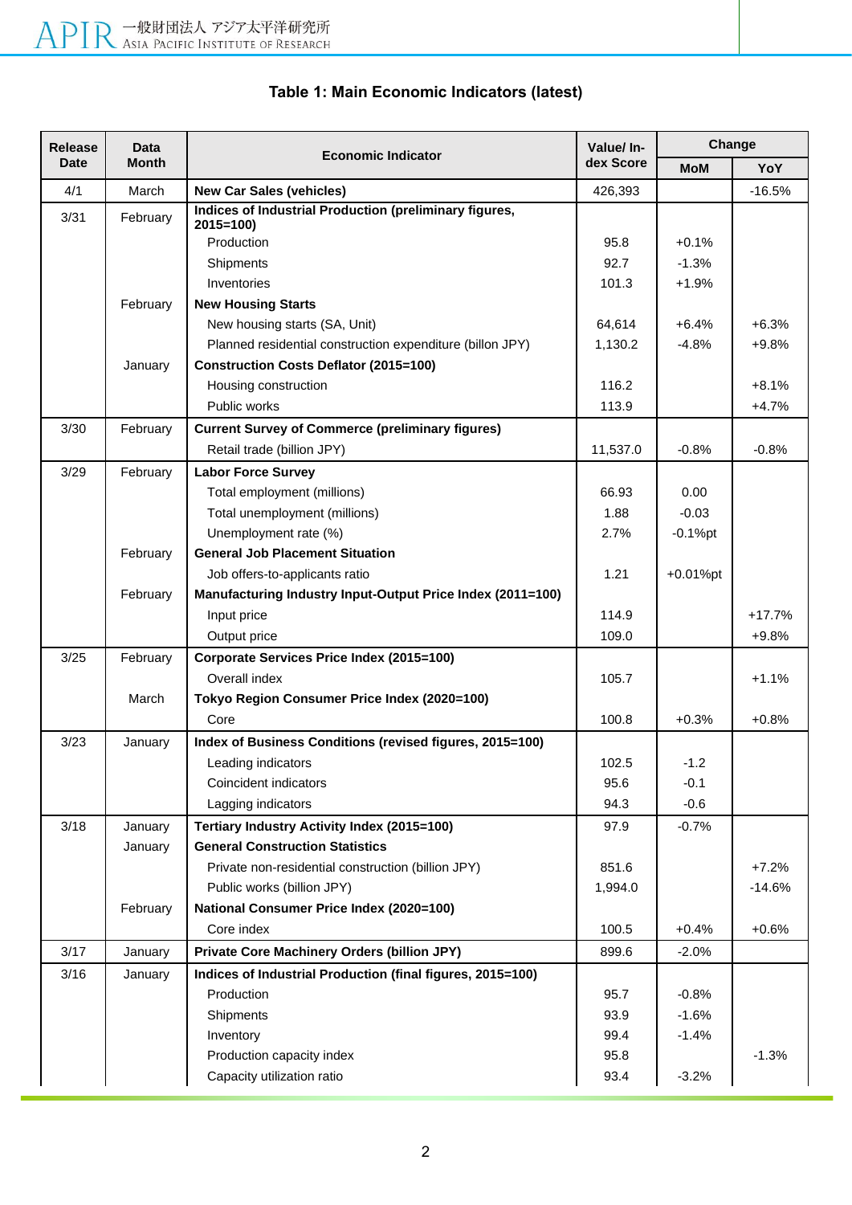**Table 1: Main Economic Indicators (latest)**

| Release Date | Data Month | Economic Indicator | Value/ Index Score | Change | |
|---|---|---|---|---|---|
| | | | | MoM | YoY |
| 4/1 | March | **New Car Sales (vehicles)** | 426,393 | | -16.5% |
| 3/31 | February | **Indices of Industrial Production (preliminary figures, 2015=100)** | | | |
| | | Production | 95.8 | +0.1% | |
| | | Shipments | 92.7 | -1.3% | |
| | | Inventories | 101.3 | +1.9% | |
| | February | **New Housing Starts** | | | |
| | | New housing starts (SA, Unit) | 64,614 | +6.4% | +6.3% |
| | | Planned residential construction expenditure (billon JPY) | 1,130.2 | -4.8% | +9.8% |
| | January | **Construction Costs Deflator (2015=100)** | | | |
| | | Housing construction | 116.2 | | +8.1% |
| | | Public works | 113.9 | | +4.7% |
| 3/30 | February | **Current Survey of Commerce (preliminary figures)** | | | |
| | | Retail trade (billion JPY) | 11,537.0 | -0.8% | -0.8% |
| 3/29 | February | **Labor Force Survey** | | | |
| | | Total employment (millions) | 66.93 | 0.00 | |
| | | Total unemployment (millions) | 1.88 | -0.03 | |
| | | Unemployment rate (%) | 2.7% | -0.1%pt | |
| | February | **General Job Placement Situation** | | | |
| | | Job offers-to-applicants ratio | 1.21 | +0.01%pt | |
| | February | **Manufacturing Industry Input-Output Price Index (2011=100)** | | | |
| | | Input price | 114.9 | | +17.7% |
| | | Output price | 109.0 | | +9.8% |
| 3/25 | February | **Corporate Services Price Index (2015=100)** | | | |
| | | Overall index | 105.7 | | +1.1% |
| | March | **Tokyo Region Consumer Price Index (2020=100)** | | | |
| | | Core | 100.8 | +0.3% | +0.8% |
| 3/23 | January | **Index of Business Conditions (revised figures, 2015=100)** | | | |
| | | Leading indicators | 102.5 | -1.2 | |
| | | Coincident indicators | 95.6 | -0.1 | |
| | | Lagging indicators | 94.3 | -0.6 | |
| 3/18 | January | **Tertiary Industry Activity Index (2015=100)** | 97.9 | -0.7% | |
| | January | **General Construction Statistics** | | | |
| | | Private non-residential construction (billion JPY) | 851.6 | | +7.2% |
| | | Public works (billion JPY) | 1,994.0 | | -14.6% |
| | February | **National Consumer Price Index (2020=100)** | | | |
| | | Core index | 100.5 | +0.4% | +0.6% |
| 3/17 | January | **Private Core Machinery Orders (billion JPY)** | 899.6 | -2.0% | |
| 3/16 | January | **Indices of Industrial Production (final figures, 2015=100)** | | | |
| | | Production | 95.7 | -0.8% | |
| | | Shipments | 93.9 | -1.6% | |
| | | Inventory | 99.4 | -1.4% | |
| | | Production capacity index | 95.8 | | -1.3% |
| | | Capacity utilization ratio | 93.4 | -3.2% | |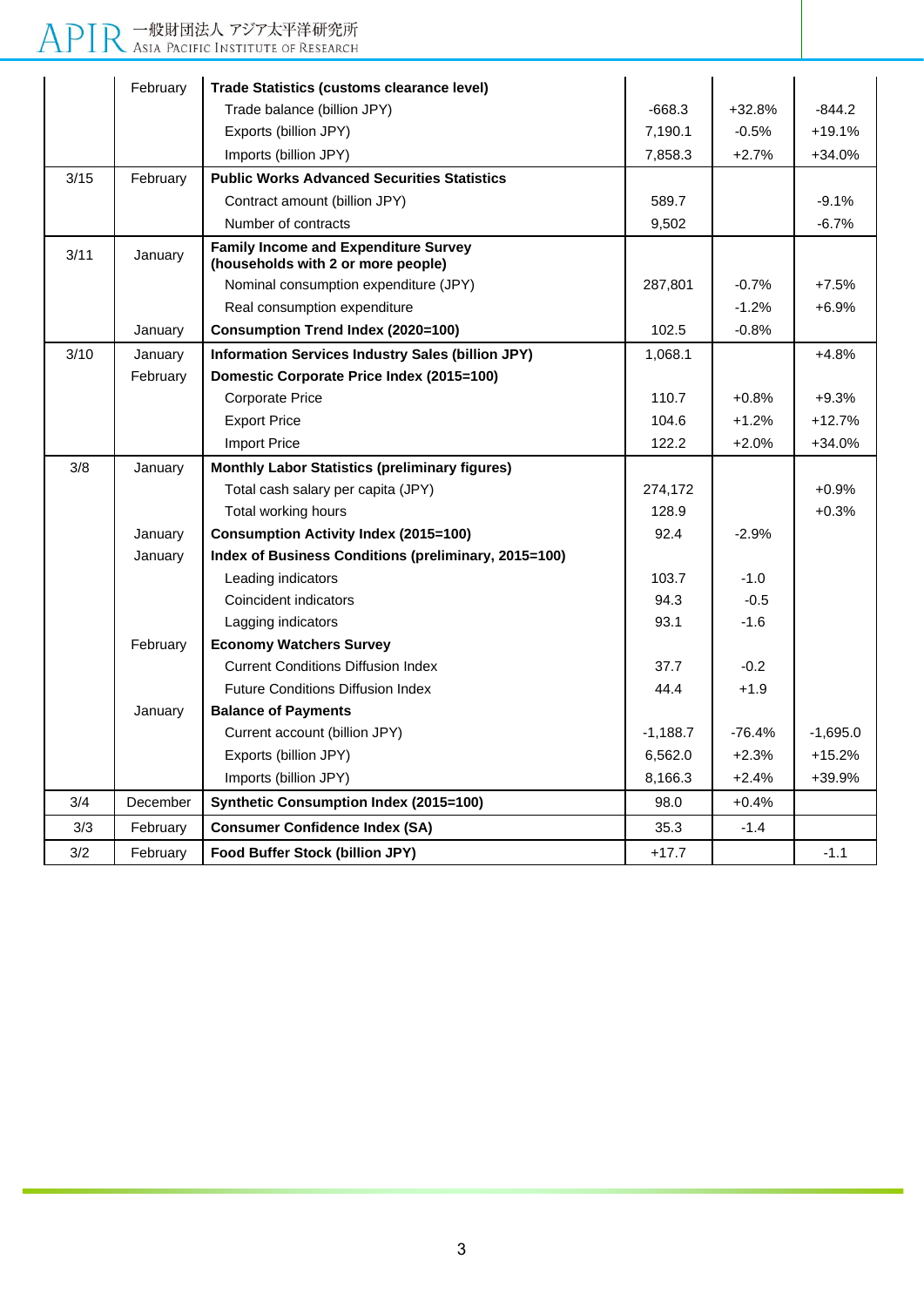| | | | | | |
|---|---|---|---|---|---|
| | February | **Trade Statistics (customs clearance level)** | | | |
| | | Trade balance (billion JPY) | -668.3 | +32.8% | -844.2 |
| | | Exports (billion JPY) | 7,190.1 | -0.5% | +19.1% |
| | | Imports (billion JPY) | 7,858.3 | +2.7% | +34.0% |
| 3/15 | February | **Public Works Advanced Securities Statistics** | | | |
| | | Contract amount (billion JPY) | 589.7 | | -9.1% |
| | | Number of contracts | 9,502 | | -6.7% |
| 3/11 | January | **Family Income and Expenditure Survey (households with 2 or more people)** | | | |
| | | Nominal consumption expenditure (JPY) | 287,801 | -0.7% | +7.5% |
| | | Real consumption expenditure | | -1.2% | +6.9% |
| | January | **Consumption Trend Index (2020=100)** | 102.5 | -0.8% | |
| 3/10 | January | **Information Services Industry Sales (billion JPY)** | 1,068.1 | | +4.8% |
| | February | **Domestic Corporate Price Index (2015=100)** | | | |
| | | Corporate Price | 110.7 | +0.8% | +9.3% |
| | | Export Price | 104.6 | +1.2% | +12.7% |
| | | Import Price | 122.2 | +2.0% | +34.0% |
| 3/8 | January | **Monthly Labor Statistics (preliminary figures)** | | | |
| | | Total cash salary per capita (JPY) | 274,172 | | +0.9% |
| | | Total working hours | 128.9 | | +0.3% |
| | January | **Consumption Activity Index (2015=100)** | 92.4 | -2.9% | |
| | January | **Index of Business Conditions (preliminary, 2015=100)** | | | |
| | | Leading indicators | 103.7 | -1.0 | |
| | | Coincident indicators | 94.3 | -0.5 | |
| | | Lagging indicators | 93.1 | -1.6 | |
| | February | **Economy Watchers Survey** | | | |
| | | Current Conditions Diffusion Index | 37.7 | -0.2 | |
| | | Future Conditions Diffusion Index | 44.4 | +1.9 | |
| | January | **Balance of Payments** | | | |
| | | Current account (billion JPY) | -1,188.7 | -76.4% | -1,695.0 |
| | | Exports (billion JPY) | 6,562.0 | +2.3% | +15.2% |
| | | Imports (billion JPY) | 8,166.3 | +2.4% | +39.9% |
| 3/4 | December | **Synthetic Consumption Index (2015=100)** | 98.0 | +0.4% | |
| 3/3 | February | **Consumer Confidence Index (SA)** | 35.3 | -1.4 | |
| 3/2 | February | **Food Buffer Stock (billion JPY)** | +17.7 | | -1.1 |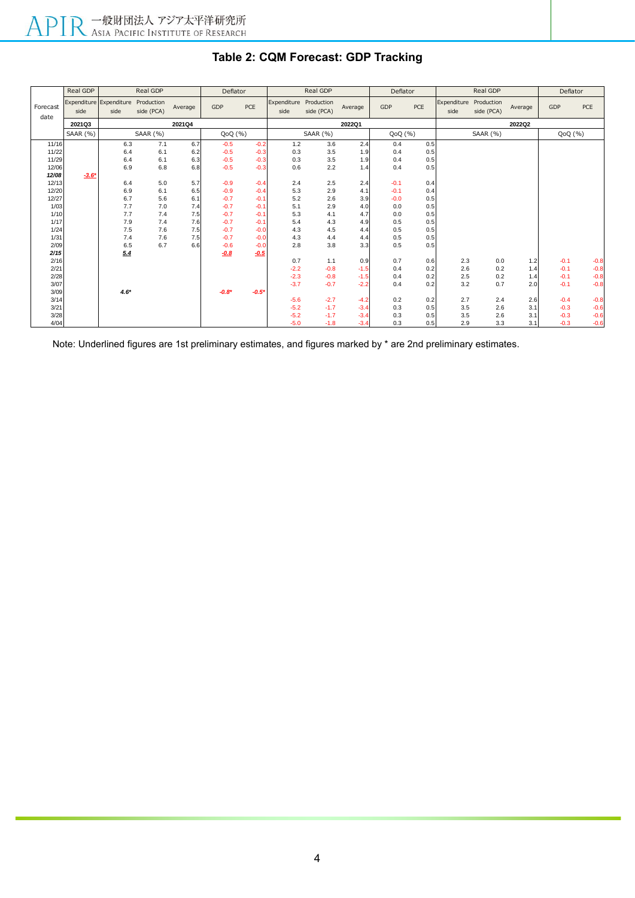# Table 2: CQM Forecast: GDP Tracking

| Forecast date | Real GDP | Real GDP | | | Deflator | | Real GDP | | | Deflator | | Real GDP | | | Deflator | |
|---|---|---|---|---|---|---|---|---|---|---|---|---|---|---|---|---|
| | Expenditure side | Expenditure side | Production side (PCA) | Average | GDP | PCE | Expenditure side | Production side (PCA) | Average | GDP | PCE | Expenditure side | Production side (PCA) | Average | GDP | PCE |
| | 2021Q3 | 2021Q4 | | | | | 2022Q1 | | | | | 2022Q2 | | | | |
| | SAAR (%) | SAAR (%) | | | QoQ (%) | | SAAR (%) | | | QoQ (%) | | SAAR (%) | | | QoQ (%) | |
| 11/16 | | 6.3 | 7.1 | 6.7 | -0.5 | -0.2 | 1.2 | 3.6 | 2.4 | 0.4 | 0.5 | | | | | |
| 11/22 | | 6.4 | 6.1 | 6.2 | -0.5 | -0.3 | 0.3 | 3.5 | 1.9 | 0.4 | 0.5 | | | | | |
| 11/29 | | 6.4 | 6.1 | 6.3 | -0.5 | -0.3 | 0.3 | 3.5 | 1.9 | 0.4 | 0.5 | | | | | |
| 12/06 | | 6.9 | 6.8 | 6.8 | -0.5 | -0.3 | 0.6 | 2.2 | 1.4 | 0.4 | 0.5 | | | | | |
| *12/08* | *-3.6** | | | | | | | | | | | | | | | |
| 12/13 | | 6.4 | 5.0 | 5.7 | -0.9 | -0.4 | 2.4 | 2.5 | 2.4 | -0.1 | 0.4 | | | | | |
| 12/20 | | 6.9 | 6.1 | 6.5 | -0.9 | -0.4 | 5.3 | 2.9 | 4.1 | -0.1 | 0.4 | | | | | |
| 12/27 | | 6.7 | 5.6 | 6.1 | -0.7 | -0.1 | 5.2 | 2.6 | 3.9 | -0.0 | 0.5 | | | | | |
| 1/03 | | 7.7 | 7.0 | 7.4 | -0.7 | -0.1 | 5.1 | 2.9 | 4.0 | 0.0 | 0.5 | | | | | |
| 1/10 | | 7.7 | 7.4 | 7.5 | -0.7 | -0.1 | 5.3 | 4.1 | 4.7 | 0.0 | 0.5 | | | | | |
| 1/17 | | 7.9 | 7.4 | 7.6 | -0.7 | -0.1 | 5.4 | 4.3 | 4.9 | 0.5 | 0.5 | | | | | |
| 1/24 | | 7.5 | 7.6 | 7.5 | -0.7 | -0.0 | 4.3 | 4.5 | 4.4 | 0.5 | 0.5 | | | | | |
| 1/31 | | 7.4 | 7.6 | 7.5 | -0.7 | -0.0 | 4.3 | 4.4 | 4.4 | 0.5 | 0.5 | | | | | |
| 2/09 | | 6.5 | 6.7 | 6.6 | -0.6 | -0.0 | 2.8 | 3.8 | 3.3 | 0.5 | 0.5 | | | | | |
| *2/15* | | 5.4 | | | -0.8 | -0.5 | | | | | | | | | | |
| 2/16 | | | | | | | 0.7 | 1.1 | 0.9 | 0.7 | 0.6 | 2.3 | 0.0 | 1.2 | -0.1 | -0.8 |
| 2/21 | | | | | | | -2.2 | -0.8 | -1.5 | 0.4 | 0.2 | 2.6 | 0.2 | 1.4 | -0.1 | -0.8 |
| 2/28 | | | | | | | -2.3 | -0.8 | -1.5 | 0.4 | 0.2 | 2.5 | 0.2 | 1.4 | -0.1 | -0.8 |
| 3/07 | | | | | | | -3.7 | -0.7 | -2.2 | 0.4 | 0.2 | 3.2 | 0.7 | 2.0 | -0.1 | -0.8 |
| 3/09 | | *4.6** | | | *-0.8** | *-0.5** | | | | | | | | | | |
| 3/14 | | | | | | | -5.6 | -2.7 | -4.2 | 0.2 | 0.2 | 2.7 | 2.4 | 2.6 | -0.4 | -0.8 |
| 3/21 | | | | | | | -5.2 | -1.7 | -3.4 | 0.3 | 0.5 | 3.5 | 2.6 | 3.1 | -0.3 | -0.6 |
| 3/28 | | | | | | | -5.2 | -1.7 | -3.4 | 0.3 | 0.5 | 3.5 | 2.6 | 3.1 | -0.3 | -0.6 |
| 4/04 | | | | | | | -5.0 | -1.8 | -3.4 | 0.3 | 0.5 | 2.9 | 3.3 | 3.1 | -0.3 | -0.6 |

Note: Underlined figures are 1st preliminary estimates, and figures marked by * are 2nd preliminary estimates.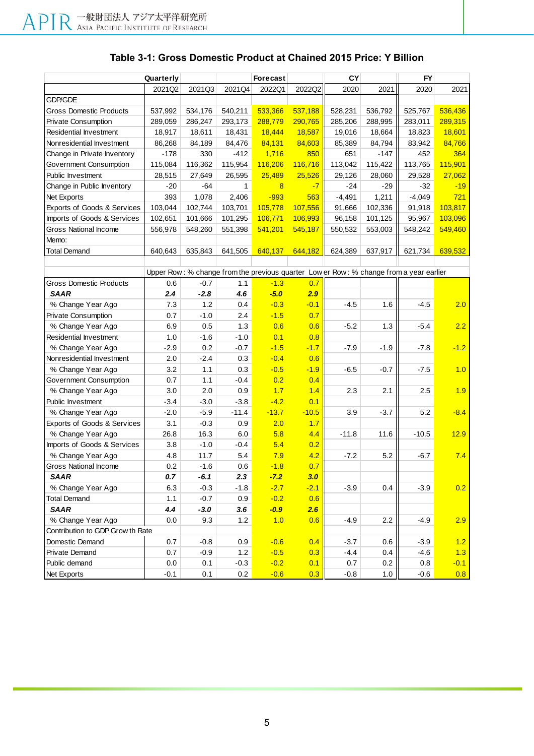### Table 3-1: Gross Domestic Product at Chained 2015 Price: Y Billion

| | Quarterly | | | Forecast | | CY | | FY | |
|---|---|---|---|---|---|---|---|---|---|
| | 2021Q2 | 2021Q3 | 2021Q4 | 2022Q1 | 2022Q2 | 2020 | 2021 | 2020 | 2021 |
| GDP/GDE | | | | | | | | | |
| Gross Domestic Products | 537,992 | 534,176 | 540,211 | 533,366 | 537,188 | 528,231 | 536,792 | 525,767 | 536,436 |
| Private Consumption | 289,059 | 286,247 | 293,173 | 288,779 | 290,765 | 285,206 | 288,995 | 283,011 | 289,315 |
| Residential Investment | 18,917 | 18,611 | 18,431 | 18,444 | 18,587 | 19,016 | 18,664 | 18,823 | 18,601 |
| Nonresidential Investment | 86,268 | 84,189 | 84,476 | 84,131 | 84,603 | 85,389 | 84,794 | 83,942 | 84,766 |
| Change in Private Inventory | -178 | 330 | -412 | 1,716 | 850 | 651 | -147 | 452 | 364 |
| Government Consumption | 115,084 | 116,362 | 115,954 | 116,206 | 116,716 | 113,042 | 115,422 | 113,765 | 115,901 |
| Public Investment | 28,515 | 27,649 | 26,595 | 25,489 | 25,526 | 29,126 | 28,060 | 29,528 | 27,062 |
| Change in Public Inventory | -20 | -64 | 1 | 8 | -7 | -24 | -29 | -32 | -19 |
| Net Exports | 393 | 1,078 | 2,406 | -993 | 563 | -4,491 | 1,211 | -4,049 | 721 |
| Exports of Goods & Services | 103,044 | 102,744 | 103,701 | 105,778 | 107,556 | 91,666 | 102,336 | 91,918 | 103,817 |
| Imports of Goods & Services | 102,651 | 101,666 | 101,295 | 106,771 | 106,993 | 96,158 | 101,125 | 95,967 | 103,096 |
| Gross National Income | 556,978 | 548,260 | 551,398 | 541,201 | 545,187 | 550,532 | 553,003 | 548,242 | 549,460 |
| Memo: | | | | | | | | | |
| Total Demand | 640,643 | 635,843 | 641,505 | 640,137 | 644,182 | 624,389 | 637,917 | 621,734 | 639,532 |
| | Upper Row : % change from the previous quarter Lower Row : % change from a year earlier | | | | | | | | |
| Gross Domestic Products | 0.6 | -0.7 | 1.1 | -1.3 | 0.7 | | | | |
| ***SAAR*** | ***2.4*** | ***-2.8*** | ***4.6*** | ***-5.0*** | ***2.9*** | | | | |
| % Change Year Ago | 7.3 | 1.2 | 0.4 | -0.3 | -0.1 | -4.5 | 1.6 | -4.5 | 2.0 |
| Private Consumption | 0.7 | -1.0 | 2.4 | -1.5 | 0.7 | | | | |
| % Change Year Ago | 6.9 | 0.5 | 1.3 | 0.6 | 0.6 | -5.2 | 1.3 | -5.4 | 2.2 |
| Residential Investment | 1.0 | -1.6 | -1.0 | 0.1 | 0.8 | | | | |
| % Change Year Ago | -2.9 | 0.2 | -0.7 | -1.5 | -1.7 | -7.9 | -1.9 | -7.8 | -1.2 |
| Nonresidential Investment | 2.0 | -2.4 | 0.3 | -0.4 | 0.6 | | | | |
| % Change Year Ago | 3.2 | 1.1 | 0.3 | -0.5 | -1.9 | -6.5 | -0.7 | -7.5 | 1.0 |
| Government Consumption | 0.7 | 1.1 | -0.4 | 0.2 | 0.4 | | | | |
| % Change Year Ago | 3.0 | 2.0 | 0.9 | 1.7 | 1.4 | 2.3 | 2.1 | 2.5 | 1.9 |
| Public Investment | -3.4 | -3.0 | -3.8 | -4.2 | 0.1 | | | | |
| % Change Year Ago | -2.0 | -5.9 | -11.4 | -13.7 | -10.5 | 3.9 | -3.7 | 5.2 | -8.4 |
| Exports of Goods & Services | 3.1 | -0.3 | 0.9 | 2.0 | 1.7 | | | | |
| % Change Year Ago | 26.8 | 16.3 | 6.0 | 5.8 | 4.4 | -11.8 | 11.6 | -10.5 | 12.9 |
| Imports of Goods & Services | 3.8 | -1.0 | -0.4 | 5.4 | 0.2 | | | | |
| % Change Year Ago | 4.8 | 11.7 | 5.4 | 7.9 | 4.2 | -7.2 | 5.2 | -6.7 | 7.4 |
| Gross National Income | 0.2 | -1.6 | 0.6 | -1.8 | 0.7 | | | | |
| ***SAAR*** | ***0.7*** | ***-6.1*** | ***2.3*** | ***-7.2*** | ***3.0*** | | | | |
| % Change Year Ago | 6.3 | -0.3 | -1.8 | -2.7 | -2.1 | -3.9 | 0.4 | -3.9 | 0.2 |
| Total Demand | 1.1 | -0.7 | 0.9 | -0.2 | 0.6 | | | | |
| ***SAAR*** | ***4.4*** | ***-3.0*** | ***3.6*** | ***-0.9*** | ***2.6*** | | | | |
| % Change Year Ago | 0.0 | 9.3 | 1.2 | 1.0 | 0.6 | -4.9 | 2.2 | -4.9 | 2.9 |
| Contribution to GDP Growth Rate | | | | | | | | | |
| Domestic Demand | 0.7 | -0.8 | 0.9 | -0.6 | 0.4 | -3.7 | 0.6 | -3.9 | 1.2 |
| Private Demand | 0.7 | -0.9 | 1.2 | -0.5 | 0.3 | -4.4 | 0.4 | -4.6 | 1.3 |
| Public demand | 0.0 | 0.1 | -0.3 | -0.2 | 0.1 | 0.7 | 0.2 | 0.8 | -0.1 |
| Net Exports | -0.1 | 0.1 | 0.2 | -0.6 | 0.3 | -0.8 | 1.0 | -0.6 | 0.8 |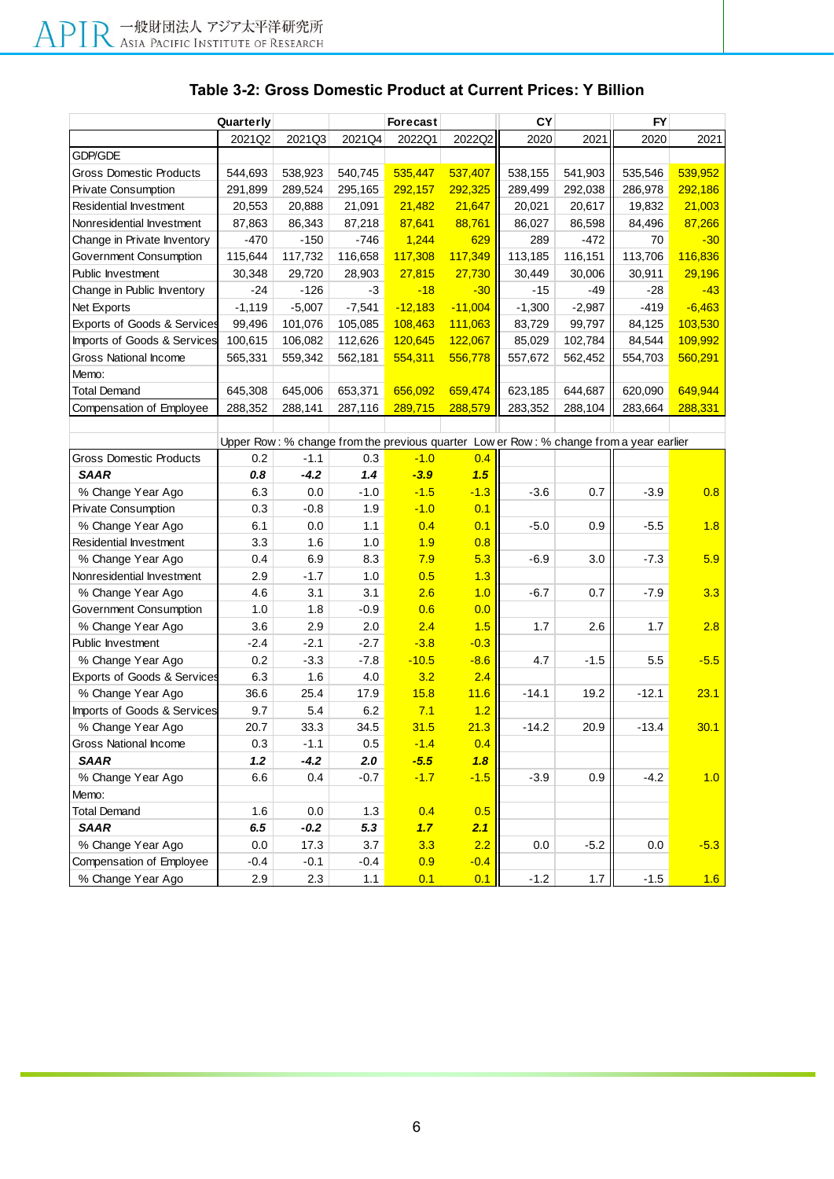## Table 3-2: Gross Domestic Product at Current Prices: Y Billion

| | Quarterly | | | Forecast | | CY | | FY | |
|---|---|---|---|---|---|---|---|---|---|
| | 2021Q2 | 2021Q3 | 2021Q4 | 2022Q1 | 2022Q2 | 2020 | 2021 | 2020 | 2021 |
| GDP/GDE | | | | | | | | | |
| Gross Domestic Products | 544,693 | 538,923 | 540,745 | 535,447 | 537,407 | 538,155 | 541,903 | 535,546 | 539,952 |
| Private Consumption | 291,899 | 289,524 | 295,165 | 292,157 | 292,325 | 289,499 | 292,038 | 286,978 | 292,186 |
| Residential Investment | 20,553 | 20,888 | 21,091 | 21,482 | 21,647 | 20,021 | 20,617 | 19,832 | 21,003 |
| Nonresidential Investment | 87,863 | 86,343 | 87,218 | 87,641 | 88,761 | 86,027 | 86,598 | 84,496 | 87,266 |
| Change in Private Inventory | -470 | -150 | -746 | 1,244 | 629 | 289 | -472 | 70 | -30 |
| Government Consumption | 115,644 | 117,732 | 116,658 | 117,308 | 117,349 | 113,185 | 116,151 | 113,706 | 116,836 |
| Public Investment | 30,348 | 29,720 | 28,903 | 27,815 | 27,730 | 30,449 | 30,006 | 30,911 | 29,196 |
| Change in Public Inventory | -24 | -126 | -3 | -18 | -30 | -15 | -49 | -28 | -43 |
| Net Exports | -1,119 | -5,007 | -7,541 | -12,183 | -11,004 | -1,300 | -2,987 | -419 | -6,463 |
| Exports of Goods & Services | 99,496 | 101,076 | 105,085 | 108,463 | 111,063 | 83,729 | 99,797 | 84,125 | 103,530 |
| Imports of Goods & Services | 100,615 | 106,082 | 112,626 | 120,645 | 122,067 | 85,029 | 102,784 | 84,544 | 109,992 |
| Gross National Income | 565,331 | 559,342 | 562,181 | 554,311 | 556,778 | 557,672 | 562,452 | 554,703 | 560,291 |
| Memo: | | | | | | | | | |
| Total Demand | 645,308 | 645,006 | 653,371 | 656,092 | 659,474 | 623,185 | 644,687 | 620,090 | 649,944 |
| Compensation of Employee | 288,352 | 288,141 | 287,116 | 289,715 | 288,579 | 283,352 | 288,104 | 283,664 | 288,331 |
| | Upper Row : % change from the previous quarter Lower Row : % change from a year earlier | | | | | | | | |
| Gross Domestic Products | 0.2 | -1.1 | 0.3 | -1.0 | 0.4 | | | | |
| ***SAAR*** | ***0.8*** | ***-4.2*** | ***1.4*** | ***-3.9*** | ***1.5*** | | | | |
| % Change Year Ago | 6.3 | 0.0 | -1.0 | -1.5 | -1.3 | -3.6 | 0.7 | -3.9 | 0.8 |
| Private Consumption | 0.3 | -0.8 | 1.9 | -1.0 | 0.1 | | | | |
| % Change Year Ago | 6.1 | 0.0 | 1.1 | 0.4 | 0.1 | -5.0 | 0.9 | -5.5 | 1.8 |
| Residential Investment | 3.3 | 1.6 | 1.0 | 1.9 | 0.8 | | | | |
| % Change Year Ago | 0.4 | 6.9 | 8.3 | 7.9 | 5.3 | -6.9 | 3.0 | -7.3 | 5.9 |
| Nonresidential Investment | 2.9 | -1.7 | 1.0 | 0.5 | 1.3 | | | | |
| % Change Year Ago | 4.6 | 3.1 | 3.1 | 2.6 | 1.0 | -6.7 | 0.7 | -7.9 | 3.3 |
| Government Consumption | 1.0 | 1.8 | -0.9 | 0.6 | 0.0 | | | | |
| % Change Year Ago | 3.6 | 2.9 | 2.0 | 2.4 | 1.5 | 1.7 | 2.6 | 1.7 | 2.8 |
| Public Investment | -2.4 | -2.1 | -2.7 | -3.8 | -0.3 | | | | |
| % Change Year Ago | 0.2 | -3.3 | -7.8 | -10.5 | -8.6 | 4.7 | -1.5 | 5.5 | -5.5 |
| Exports of Goods & Services | 6.3 | 1.6 | 4.0 | 3.2 | 2.4 | | | | |
| % Change Year Ago | 36.6 | 25.4 | 17.9 | 15.8 | 11.6 | -14.1 | 19.2 | -12.1 | 23.1 |
| Imports of Goods & Services | 9.7 | 5.4 | 6.2 | 7.1 | 1.2 | | | | |
| % Change Year Ago | 20.7 | 33.3 | 34.5 | 31.5 | 21.3 | -14.2 | 20.9 | -13.4 | 30.1 |
| Gross National Income | 0.3 | -1.1 | 0.5 | -1.4 | 0.4 | | | | |
| ***SAAR*** | ***1.2*** | ***-4.2*** | ***2.0*** | ***-5.5*** | ***1.8*** | | | | |
| % Change Year Ago | 6.6 | 0.4 | -0.7 | -1.7 | -1.5 | -3.9 | 0.9 | -4.2 | 1.0 |
| Memo: | | | | | | | | | |
| Total Demand | 1.6 | 0.0 | 1.3 | 0.4 | 0.5 | | | | |
| ***SAAR*** | ***6.5*** | ***-0.2*** | ***5.3*** | ***1.7*** | ***2.1*** | | | | |
| % Change Year Ago | 0.0 | 17.3 | 3.7 | 3.3 | 2.2 | 0.0 | -5.2 | 0.0 | -5.3 |
| Compensation of Employee | -0.4 | -0.1 | -0.4 | 0.9 | -0.4 | | | | |
| % Change Year Ago | 2.9 | 2.3 | 1.1 | 0.1 | 0.1 | -1.2 | 1.7 | -1.5 | 1.6 |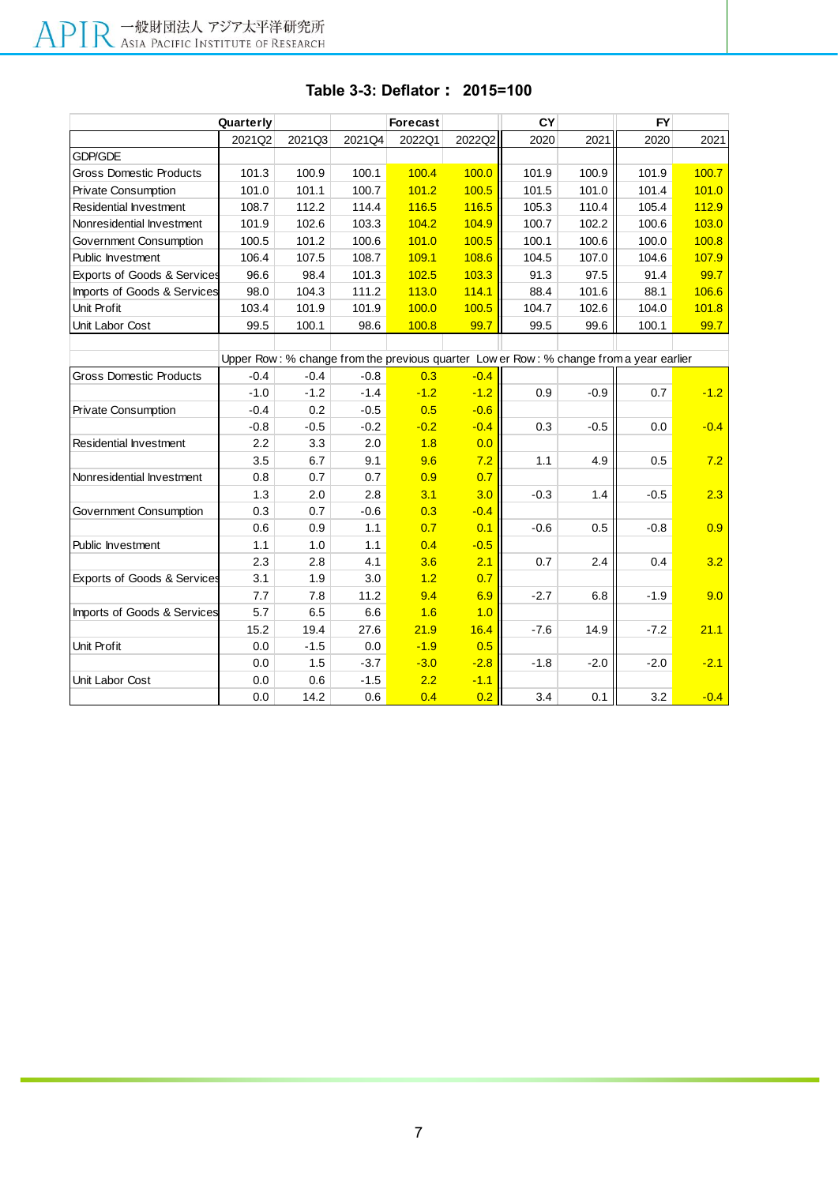## Table 3-3: Deflator： 2015=100

| | Quarterly | | | Forecast | | CY | | FY | |
|---|---|---|---|---|---|---|---|---|---|
| | 2021Q2 | 2021Q3 | 2021Q4 | 2022Q1 | 2022Q2 | 2020 | 2021 | 2020 | 2021 |
| GDP/GDE | | | | | | | | | |
| Gross Domestic Products | 101.3 | 100.9 | 100.1 | 100.4 | 100.0 | 101.9 | 100.9 | 101.9 | 100.7 |
| Private Consumption | 101.0 | 101.1 | 100.7 | 101.2 | 100.5 | 101.5 | 101.0 | 101.4 | 101.0 |
| Residential Investment | 108.7 | 112.2 | 114.4 | 116.5 | 116.5 | 105.3 | 110.4 | 105.4 | 112.9 |
| Nonresidential Investment | 101.9 | 102.6 | 103.3 | 104.2 | 104.9 | 100.7 | 102.2 | 100.6 | 103.0 |
| Government Consumption | 100.5 | 101.2 | 100.6 | 101.0 | 100.5 | 100.1 | 100.6 | 100.0 | 100.8 |
| Public Investment | 106.4 | 107.5 | 108.7 | 109.1 | 108.6 | 104.5 | 107.0 | 104.6 | 107.9 |
| Exports of Goods & Services | 96.6 | 98.4 | 101.3 | 102.5 | 103.3 | 91.3 | 97.5 | 91.4 | 99.7 |
| Imports of Goods & Services | 98.0 | 104.3 | 111.2 | 113.0 | 114.1 | 88.4 | 101.6 | 88.1 | 106.6 |
| Unit Profit | 103.4 | 101.9 | 101.9 | 100.0 | 100.5 | 104.7 | 102.6 | 104.0 | 101.8 |
| Unit Labor Cost | 99.5 | 100.1 | 98.6 | 100.8 | 99.7 | 99.5 | 99.6 | 100.1 | 99.7 |
| | Upper Row : % change from the previous quarter Lower Row : % change from a year earlier | | | | | | | | |
| Gross Domestic Products | -0.4 | -0.4 | -0.8 | 0.3 | -0.4 | | | | |
| | -1.0 | -1.2 | -1.4 | -1.2 | -1.2 | 0.9 | -0.9 | 0.7 | -1.2 |
| Private Consumption | -0.4 | 0.2 | -0.5 | 0.5 | -0.6 | | | | |
| | -0.8 | -0.5 | -0.2 | -0.2 | -0.4 | 0.3 | -0.5 | 0.0 | -0.4 |
| Residential Investment | 2.2 | 3.3 | 2.0 | 1.8 | 0.0 | | | | |
| | 3.5 | 6.7 | 9.1 | 9.6 | 7.2 | 1.1 | 4.9 | 0.5 | 7.2 |
| Nonresidential Investment | 0.8 | 0.7 | 0.7 | 0.9 | 0.7 | | | | |
| | 1.3 | 2.0 | 2.8 | 3.1 | 3.0 | -0.3 | 1.4 | -0.5 | 2.3 |
| Government Consumption | 0.3 | 0.7 | -0.6 | 0.3 | -0.4 | | | | |
| | 0.6 | 0.9 | 1.1 | 0.7 | 0.1 | -0.6 | 0.5 | -0.8 | 0.9 |
| Public Investment | 1.1 | 1.0 | 1.1 | 0.4 | -0.5 | | | | |
| | 2.3 | 2.8 | 4.1 | 3.6 | 2.1 | 0.7 | 2.4 | 0.4 | 3.2 |
| Exports of Goods & Services | 3.1 | 1.9 | 3.0 | 1.2 | 0.7 | | | | |
| | 7.7 | 7.8 | 11.2 | 9.4 | 6.9 | -2.7 | 6.8 | -1.9 | 9.0 |
| Imports of Goods & Services | 5.7 | 6.5 | 6.6 | 1.6 | 1.0 | | | | |
| | 15.2 | 19.4 | 27.6 | 21.9 | 16.4 | -7.6 | 14.9 | -7.2 | 21.1 |
| Unit Profit | 0.0 | -1.5 | 0.0 | -1.9 | 0.5 | | | | |
| | 0.0 | 1.5 | -3.7 | -3.0 | -2.8 | -1.8 | -2.0 | -2.0 | -2.1 |
| Unit Labor Cost | 0.0 | 0.6 | -1.5 | 2.2 | -1.1 | | | | |
| | 0.0 | 14.2 | 0.6 | 0.4 | 0.2 | 3.4 | 0.1 | 3.2 | -0.4 |